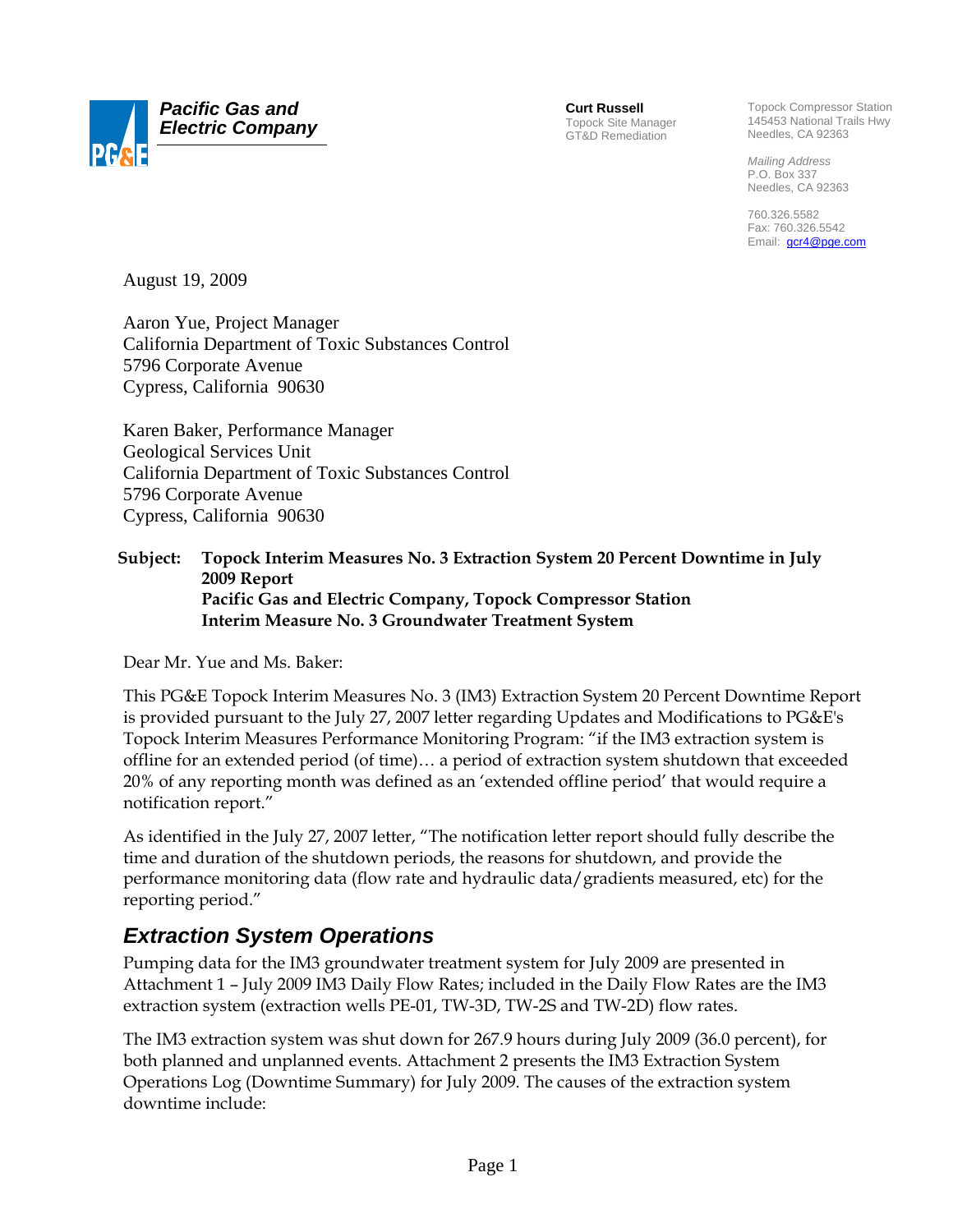**Pacific Gas and Electric Company**

**Curt Russell**
Topock Site Manager
GT&D Remediation

Topock Compressor Station
145453 National Trails Hwy
Needles, CA 92363

*Mailing Address*
P.O. Box 337
Needles, CA 92363

760.326.5582
Fax: 760.326.5542
Email: gcr4@pge.com

August 19, 2009

Aaron Yue, Project Manager
California Department of Toxic Substances Control
5796 Corporate Avenue
Cypress, California 90630

Karen Baker, Performance Manager
Geological Services Unit
California Department of Toxic Substances Control
5796 Corporate Avenue
Cypress, California 90630

**Subject: Topock Interim Measures No. 3 Extraction System 20 Percent Downtime in July 2009 Report**
**Pacific Gas and Electric Company, Topock Compressor Station**
**Interim Measure No. 3 Groundwater Treatment System**

Dear Mr. Yue and Ms. Baker:

This PG&E Topock Interim Measures No. 3 (IM3) Extraction System 20 Percent Downtime Report is provided pursuant to the July 27, 2007 letter regarding Updates and Modifications to PG&E's Topock Interim Measures Performance Monitoring Program: "if the IM3 extraction system is offline for an extended period (of time)… a period of extraction system shutdown that exceeded 20% of any reporting month was defined as an 'extended offline period' that would require a notification report."

As identified in the July 27, 2007 letter, "The notification letter report should fully describe the time and duration of the shutdown periods, the reasons for shutdown, and provide the performance monitoring data (flow rate and hydraulic data/gradients measured, etc) for the reporting period."

## Extraction System Operations

Pumping data for the IM3 groundwater treatment system for July 2009 are presented in Attachment 1 – July 2009 IM3 Daily Flow Rates; included in the Daily Flow Rates are the IM3 extraction system (extraction wells PE-01, TW-3D, TW-2S and TW-2D) flow rates.

The IM3 extraction system was shut down for 267.9 hours during July 2009 (36.0 percent), for both planned and unplanned events. Attachment 2 presents the IM3 Extraction System Operations Log (Downtime Summary) for July 2009. The causes of the extraction system downtime include: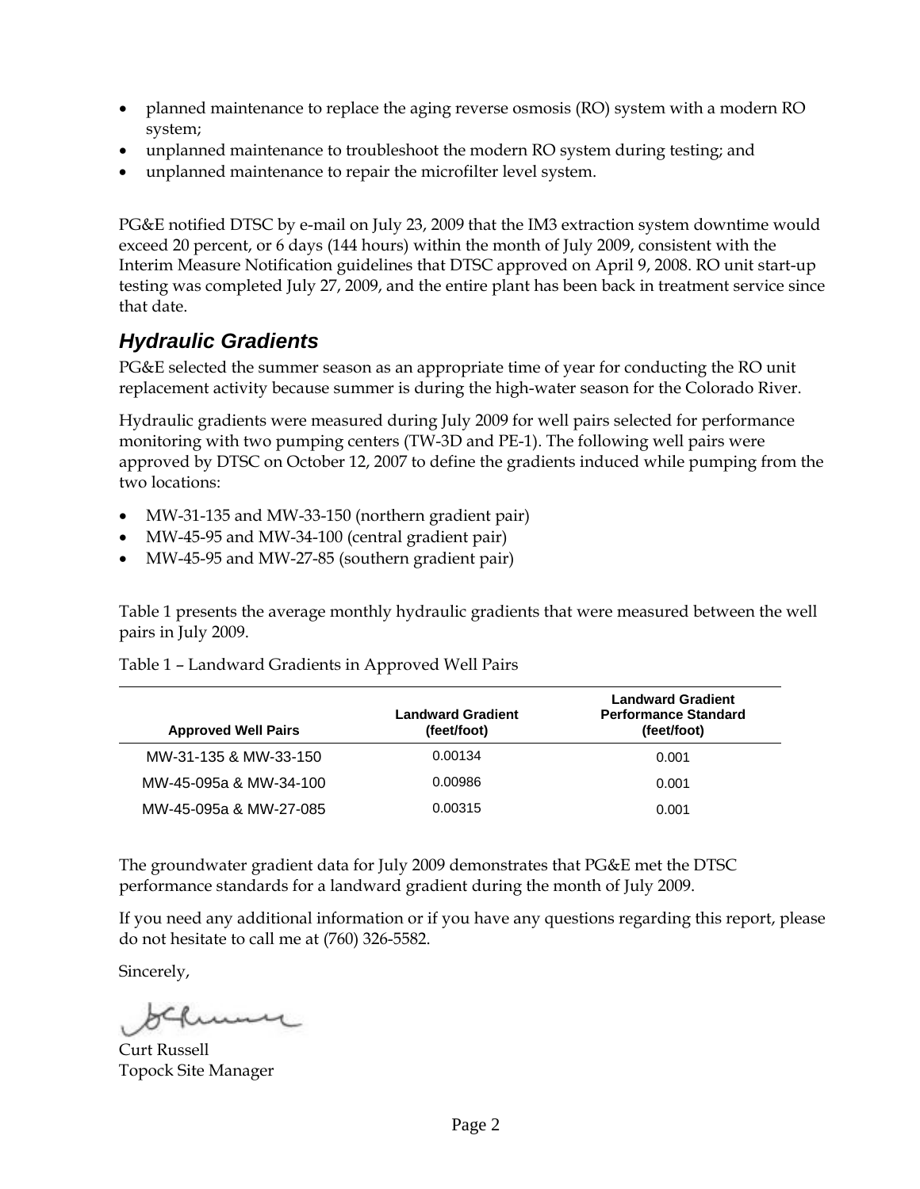- planned maintenance to replace the aging reverse osmosis (RO) system with a modern RO system;
- unplanned maintenance to troubleshoot the modern RO system during testing; and
- unplanned maintenance to repair the microfilter level system.

PG&E notified DTSC by e-mail on July 23, 2009 that the IM3 extraction system downtime would exceed 20 percent, or 6 days (144 hours) within the month of July 2009, consistent with the Interim Measure Notification guidelines that DTSC approved on April 9, 2008. RO unit start-up testing was completed July 27, 2009, and the entire plant has been back in treatment service since that date.

### *Hydraulic Gradients*

PG&E selected the summer season as an appropriate time of year for conducting the RO unit replacement activity because summer is during the high-water season for the Colorado River.

Hydraulic gradients were measured during July 2009 for well pairs selected for performance monitoring with two pumping centers (TW-3D and PE-1). The following well pairs were approved by DTSC on October 12, 2007 to define the gradients induced while pumping from the two locations:

- MW-31-135 and MW-33-150 (northern gradient pair)
- MW-45-95 and MW-34-100 (central gradient pair)
- MW-45-95 and MW-27-85 (southern gradient pair)

Table 1 presents the average monthly hydraulic gradients that were measured between the well pairs in July 2009.

Table 1 – Landward Gradients in Approved Well Pairs

| Approved Well Pairs | Landward Gradient (feet/foot) | Landward Gradient Performance Standard (feet/foot) |
|---|---|---|
| MW-31-135 & MW-33-150 | 0.00134 | 0.001 |
| MW-45-095a & MW-34-100 | 0.00986 | 0.001 |
| MW-45-095a & MW-27-085 | 0.00315 | 0.001 |

The groundwater gradient data for July 2009 demonstrates that PG&E met the DTSC performance standards for a landward gradient during the month of July 2009.

If you need any additional information or if you have any questions regarding this report, please do not hesitate to call me at (760) 326-5582.

Sincerely,

Curt Russell
Topock Site Manager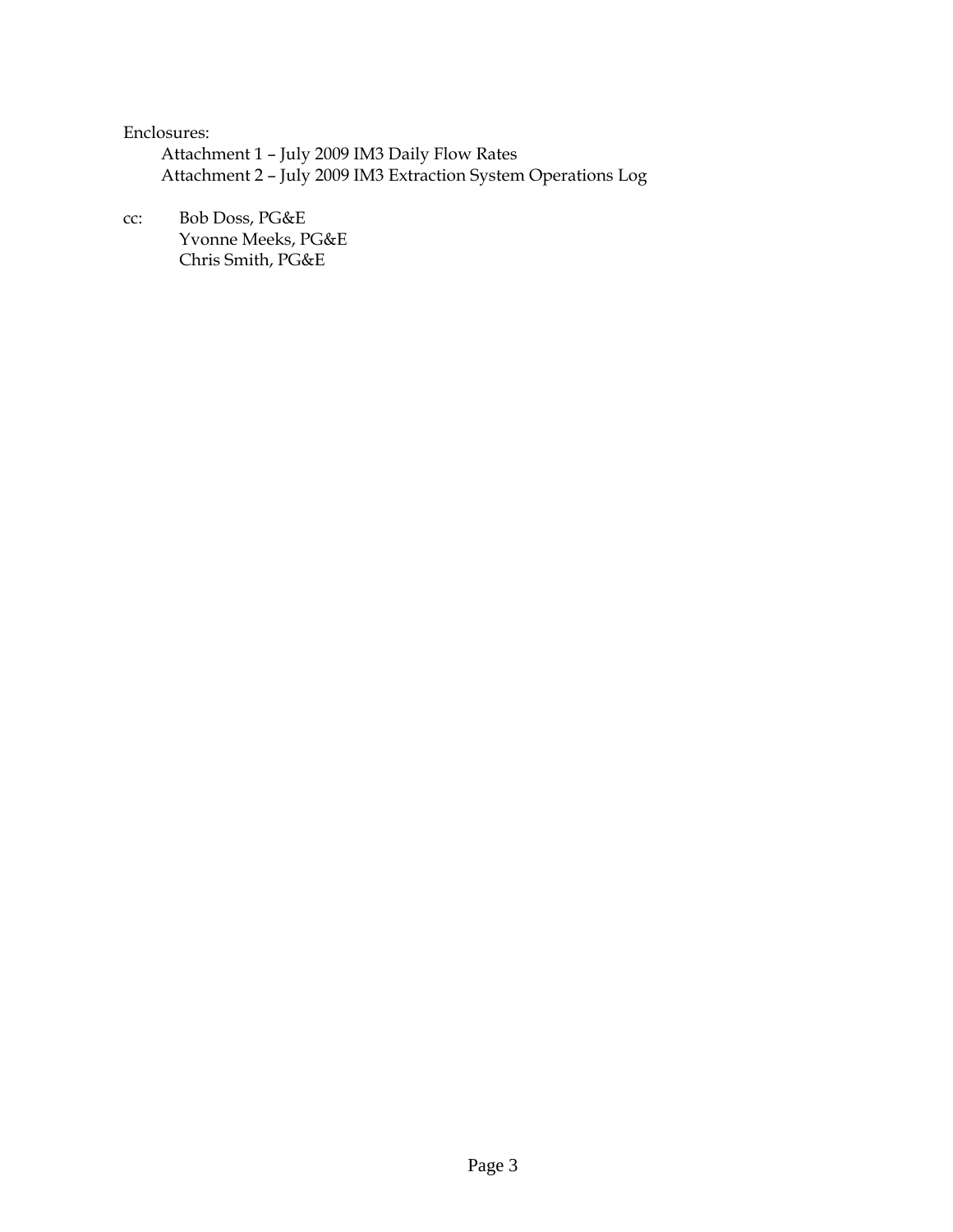Enclosures:

Attachment 1 – July 2009 IM3 Daily Flow Rates
Attachment 2 – July 2009 IM3 Extraction System Operations Log

cc: Bob Doss, PG&E
Yvonne Meeks, PG&E
Chris Smith, PG&E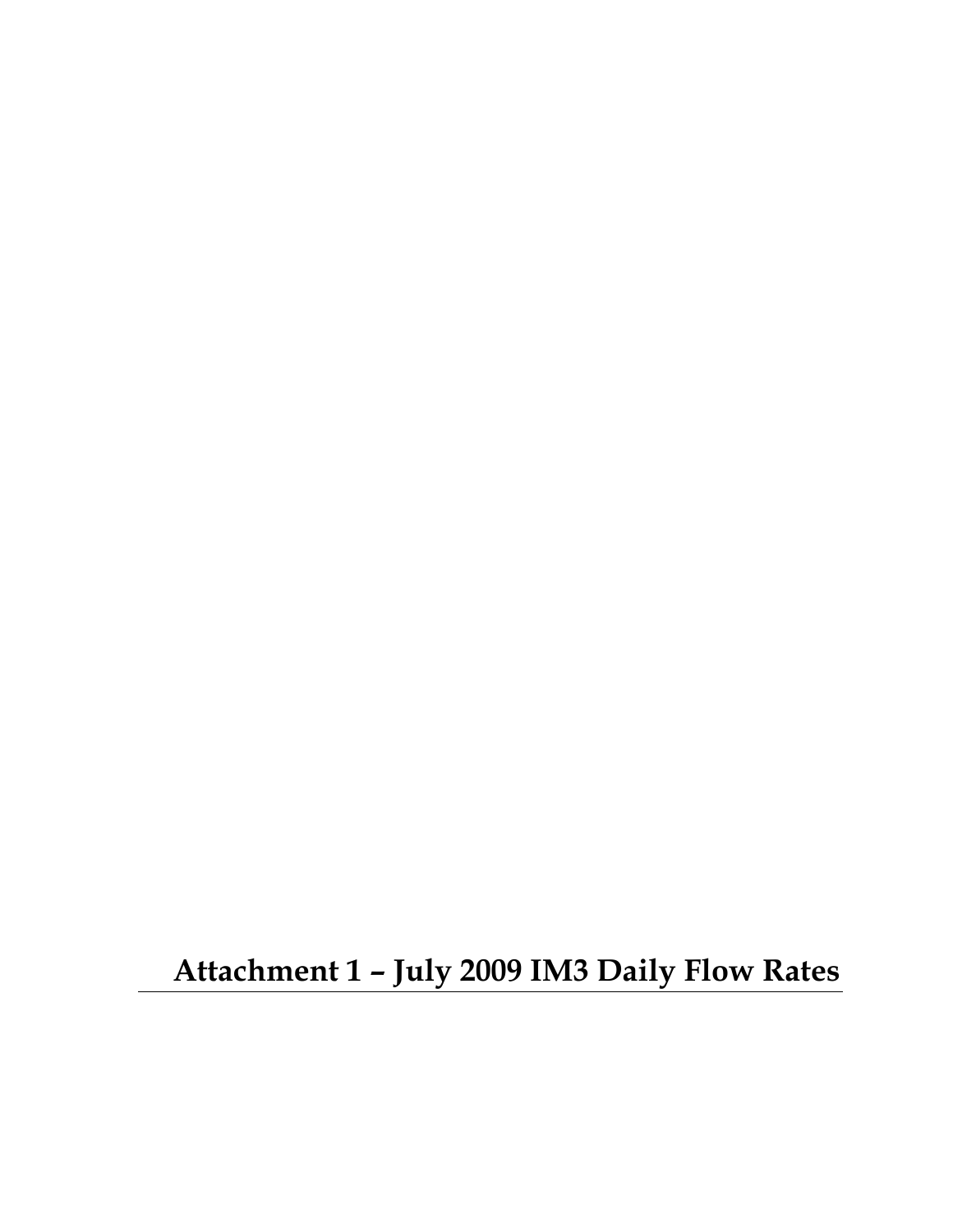# Attachment 1 – July 2009 IM3 Daily Flow Rates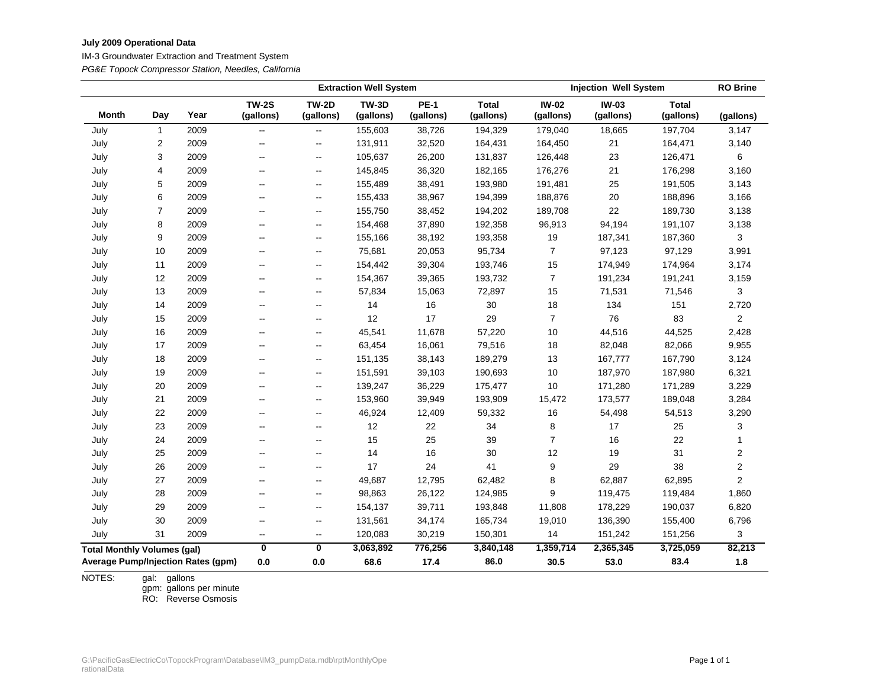**July 2009 Operational Data**

IM-3 Groundwater Extraction and Treatment System

*PG&E Topock Compressor Station, Needles, California*

| | | | Extraction Well System | | | | | Injection Well System | | | RO Brine |
|---|---|---|---|---|---|---|---|---|---|---|---|
| Month | Day | Year | TW-2S (gallons) | TW-2D (gallons) | TW-3D (gallons) | PE-1 (gallons) | Total (gallons) | IW-02 (gallons) | IW-03 (gallons) | Total (gallons) | (gallons) |
| July | 1 | 2009 | -- | -- | 155,603 | 38,726 | 194,329 | 179,040 | 18,665 | 197,704 | 3,147 |
| July | 2 | 2009 | -- | -- | 131,911 | 32,520 | 164,431 | 164,450 | 21 | 164,471 | 3,140 |
| July | 3 | 2009 | -- | -- | 105,637 | 26,200 | 131,837 | 126,448 | 23 | 126,471 | 6 |
| July | 4 | 2009 | -- | -- | 145,845 | 36,320 | 182,165 | 176,276 | 21 | 176,298 | 3,160 |
| July | 5 | 2009 | -- | -- | 155,489 | 38,491 | 193,980 | 191,481 | 25 | 191,505 | 3,143 |
| July | 6 | 2009 | -- | -- | 155,433 | 38,967 | 194,399 | 188,876 | 20 | 188,896 | 3,166 |
| July | 7 | 2009 | -- | -- | 155,750 | 38,452 | 194,202 | 189,708 | 22 | 189,730 | 3,138 |
| July | 8 | 2009 | -- | -- | 154,468 | 37,890 | 192,358 | 96,913 | 94,194 | 191,107 | 3,138 |
| July | 9 | 2009 | -- | -- | 155,166 | 38,192 | 193,358 | 19 | 187,341 | 187,360 | 3 |
| July | 10 | 2009 | -- | -- | 75,681 | 20,053 | 95,734 | 7 | 97,123 | 97,129 | 3,991 |
| July | 11 | 2009 | -- | -- | 154,442 | 39,304 | 193,746 | 15 | 174,949 | 174,964 | 3,174 |
| July | 12 | 2009 | -- | -- | 154,367 | 39,365 | 193,732 | 7 | 191,234 | 191,241 | 3,159 |
| July | 13 | 2009 | -- | -- | 57,834 | 15,063 | 72,897 | 15 | 71,531 | 71,546 | 3 |
| July | 14 | 2009 | -- | -- | 14 | 16 | 30 | 18 | 134 | 151 | 2,720 |
| July | 15 | 2009 | -- | -- | 12 | 17 | 29 | 7 | 76 | 83 | 2 |
| July | 16 | 2009 | -- | -- | 45,541 | 11,678 | 57,220 | 10 | 44,516 | 44,525 | 2,428 |
| July | 17 | 2009 | -- | -- | 63,454 | 16,061 | 79,516 | 18 | 82,048 | 82,066 | 9,955 |
| July | 18 | 2009 | -- | -- | 151,135 | 38,143 | 189,279 | 13 | 167,777 | 167,790 | 3,124 |
| July | 19 | 2009 | -- | -- | 151,591 | 39,103 | 190,693 | 10 | 187,970 | 187,980 | 6,321 |
| July | 20 | 2009 | -- | -- | 139,247 | 36,229 | 175,477 | 10 | 171,280 | 171,289 | 3,229 |
| July | 21 | 2009 | -- | -- | 153,960 | 39,949 | 193,909 | 15,472 | 173,577 | 189,048 | 3,284 |
| July | 22 | 2009 | -- | -- | 46,924 | 12,409 | 59,332 | 16 | 54,498 | 54,513 | 3,290 |
| July | 23 | 2009 | -- | -- | 12 | 22 | 34 | 8 | 17 | 25 | 3 |
| July | 24 | 2009 | -- | -- | 15 | 25 | 39 | 7 | 16 | 22 | 1 |
| July | 25 | 2009 | -- | -- | 14 | 16 | 30 | 12 | 19 | 31 | 2 |
| July | 26 | 2009 | -- | -- | 17 | 24 | 41 | 9 | 29 | 38 | 2 |
| July | 27 | 2009 | -- | -- | 49,687 | 12,795 | 62,482 | 8 | 62,887 | 62,895 | 2 |
| July | 28 | 2009 | -- | -- | 98,863 | 26,122 | 124,985 | 9 | 119,475 | 119,484 | 1,860 |
| July | 29 | 2009 | -- | -- | 154,137 | 39,711 | 193,848 | 11,808 | 178,229 | 190,037 | 6,820 |
| July | 30 | 2009 | -- | -- | 131,561 | 34,174 | 165,734 | 19,010 | 136,390 | 155,400 | 6,796 |
| July | 31 | 2009 | -- | -- | 120,083 | 30,219 | 150,301 | 14 | 151,242 | 151,256 | 3 |
| **Total Monthly Volumes (gal)** | | | **0** | **0** | **3,063,892** | **776,256** | **3,840,148** | **1,359,714** | **2,365,345** | **3,725,059** | **82,213** |
| **Average Pump/Injection Rates (gpm)** | | | **0.0** | **0.0** | **68.6** | **17.4** | **86.0** | **30.5** | **53.0** | **83.4** | **1.8** |

NOTES:
- gal: gallons
- gpm: gallons per minute
- RO: Reverse Osmosis

G:\PacificGasElectricCo\TopockProgram\Database\IM3_pumpData.mdb\rptMonthlyOperationalData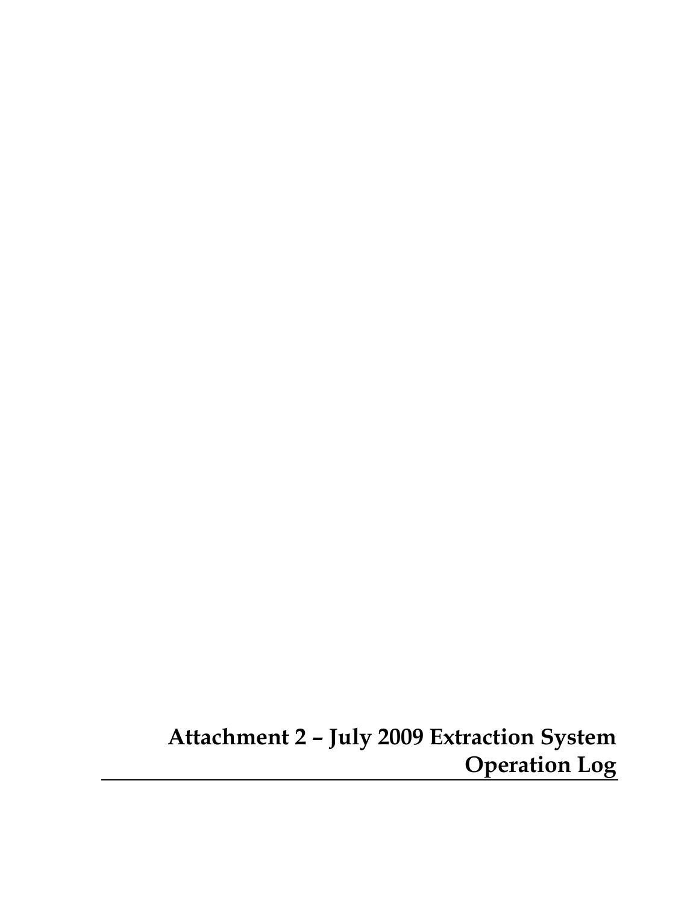# Attachment 2 – July 2009 Extraction System Operation Log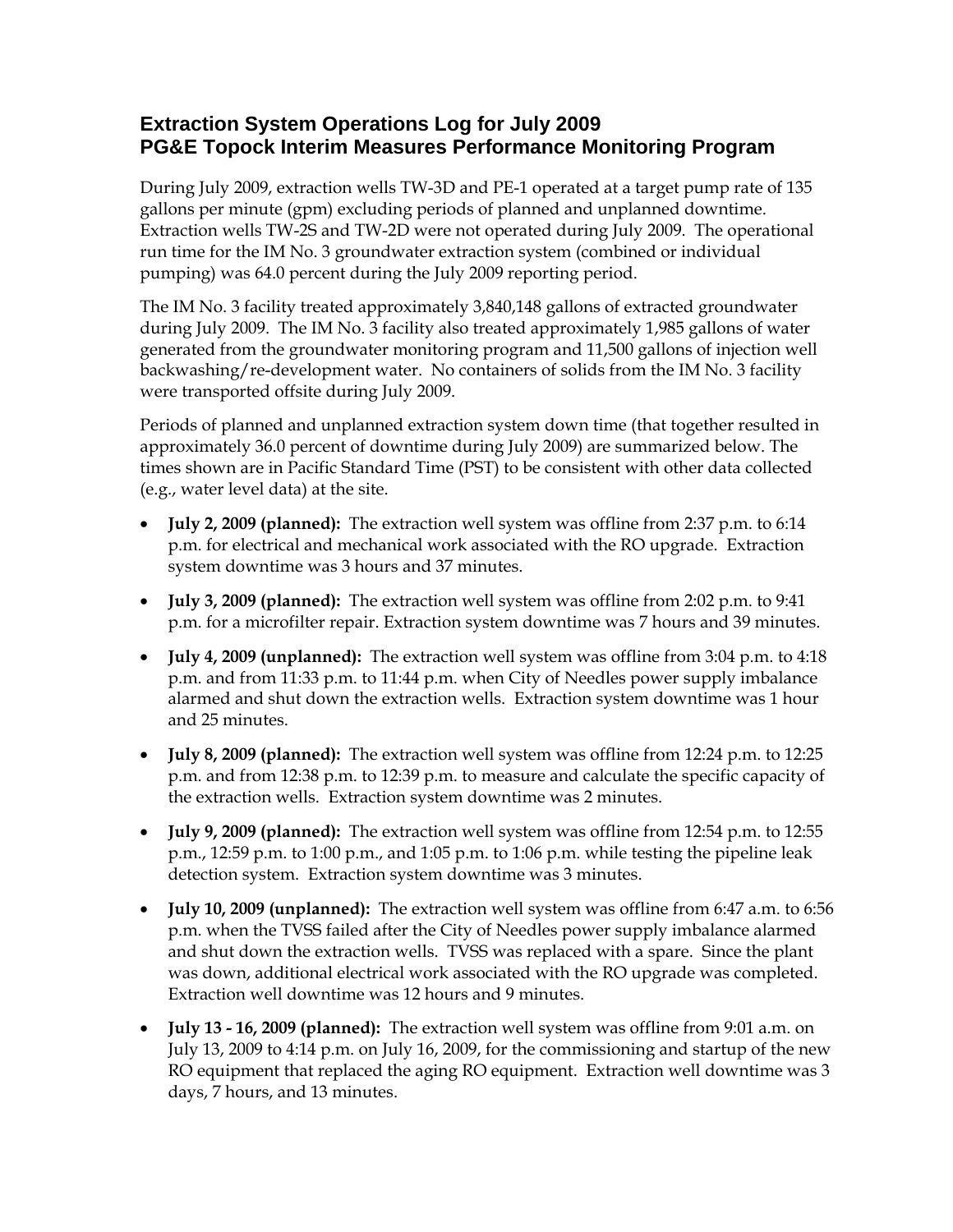# Extraction System Operations Log for July 2009
# PG&E Topock Interim Measures Performance Monitoring Program

During July 2009, extraction wells TW-3D and PE-1 operated at a target pump rate of 135 gallons per minute (gpm) excluding periods of planned and unplanned downtime. Extraction wells TW-2S and TW-2D were not operated during July 2009. The operational run time for the IM No. 3 groundwater extraction system (combined or individual pumping) was 64.0 percent during the July 2009 reporting period.

The IM No. 3 facility treated approximately 3,840,148 gallons of extracted groundwater during July 2009. The IM No. 3 facility also treated approximately 1,985 gallons of water generated from the groundwater monitoring program and 11,500 gallons of injection well backwashing/re-development water. No containers of solids from the IM No. 3 facility were transported offsite during July 2009.

Periods of planned and unplanned extraction system down time (that together resulted in approximately 36.0 percent of downtime during July 2009) are summarized below. The times shown are in Pacific Standard Time (PST) to be consistent with other data collected (e.g., water level data) at the site.

- **July 2, 2009 (planned):** The extraction well system was offline from 2:37 p.m. to 6:14 p.m. for electrical and mechanical work associated with the RO upgrade. Extraction system downtime was 3 hours and 37 minutes.
- **July 3, 2009 (planned):** The extraction well system was offline from 2:02 p.m. to 9:41 p.m. for a microfilter repair. Extraction system downtime was 7 hours and 39 minutes.
- **July 4, 2009 (unplanned):** The extraction well system was offline from 3:04 p.m. to 4:18 p.m. and from 11:33 p.m. to 11:44 p.m. when City of Needles power supply imbalance alarmed and shut down the extraction wells. Extraction system downtime was 1 hour and 25 minutes.
- **July 8, 2009 (planned):** The extraction well system was offline from 12:24 p.m. to 12:25 p.m. and from 12:38 p.m. to 12:39 p.m. to measure and calculate the specific capacity of the extraction wells. Extraction system downtime was 2 minutes.
- **July 9, 2009 (planned):** The extraction well system was offline from 12:54 p.m. to 12:55 p.m., 12:59 p.m. to 1:00 p.m., and 1:05 p.m. to 1:06 p.m. while testing the pipeline leak detection system. Extraction system downtime was 3 minutes.
- **July 10, 2009 (unplanned):** The extraction well system was offline from 6:47 a.m. to 6:56 p.m. when the TVSS failed after the City of Needles power supply imbalance alarmed and shut down the extraction wells. TVSS was replaced with a spare. Since the plant was down, additional electrical work associated with the RO upgrade was completed. Extraction well downtime was 12 hours and 9 minutes.
- **July 13 - 16, 2009 (planned):** The extraction well system was offline from 9:01 a.m. on July 13, 2009 to 4:14 p.m. on July 16, 2009, for the commissioning and startup of the new RO equipment that replaced the aging RO equipment. Extraction well downtime was 3 days, 7 hours, and 13 minutes.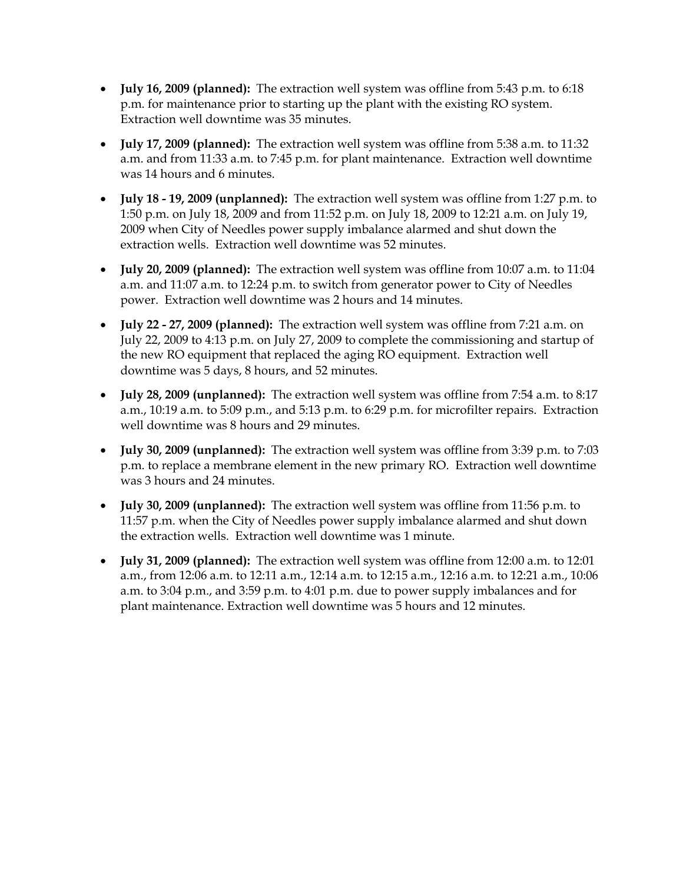- **July 16, 2009 (planned):** The extraction well system was offline from 5:43 p.m. to 6:18 p.m. for maintenance prior to starting up the plant with the existing RO system. Extraction well downtime was 35 minutes.

- **July 17, 2009 (planned):** The extraction well system was offline from 5:38 a.m. to 11:32 a.m. and from 11:33 a.m. to 7:45 p.m. for plant maintenance. Extraction well downtime was 14 hours and 6 minutes.

- **July 18 - 19, 2009 (unplanned):** The extraction well system was offline from 1:27 p.m. to 1:50 p.m. on July 18, 2009 and from 11:52 p.m. on July 18, 2009 to 12:21 a.m. on July 19, 2009 when City of Needles power supply imbalance alarmed and shut down the extraction wells. Extraction well downtime was 52 minutes.

- **July 20, 2009 (planned):** The extraction well system was offline from 10:07 a.m. to 11:04 a.m. and 11:07 a.m. to 12:24 p.m. to switch from generator power to City of Needles power. Extraction well downtime was 2 hours and 14 minutes.

- **July 22 - 27, 2009 (planned):** The extraction well system was offline from 7:21 a.m. on July 22, 2009 to 4:13 p.m. on July 27, 2009 to complete the commissioning and startup of the new RO equipment that replaced the aging RO equipment. Extraction well downtime was 5 days, 8 hours, and 52 minutes.

- **July 28, 2009 (unplanned):** The extraction well system was offline from 7:54 a.m. to 8:17 a.m., 10:19 a.m. to 5:09 p.m., and 5:13 p.m. to 6:29 p.m. for microfilter repairs. Extraction well downtime was 8 hours and 29 minutes.

- **July 30, 2009 (unplanned):** The extraction well system was offline from 3:39 p.m. to 7:03 p.m. to replace a membrane element in the new primary RO. Extraction well downtime was 3 hours and 24 minutes.

- **July 30, 2009 (unplanned):** The extraction well system was offline from 11:56 p.m. to 11:57 p.m. when the City of Needles power supply imbalance alarmed and shut down the extraction wells. Extraction well downtime was 1 minute.

- **July 31, 2009 (planned):** The extraction well system was offline from 12:00 a.m. to 12:01 a.m., from 12:06 a.m. to 12:11 a.m., 12:14 a.m. to 12:15 a.m., 12:16 a.m. to 12:21 a.m., 10:06 a.m. to 3:04 p.m., and 3:59 p.m. to 4:01 p.m. due to power supply imbalances and for plant maintenance. Extraction well downtime was 5 hours and 12 minutes.